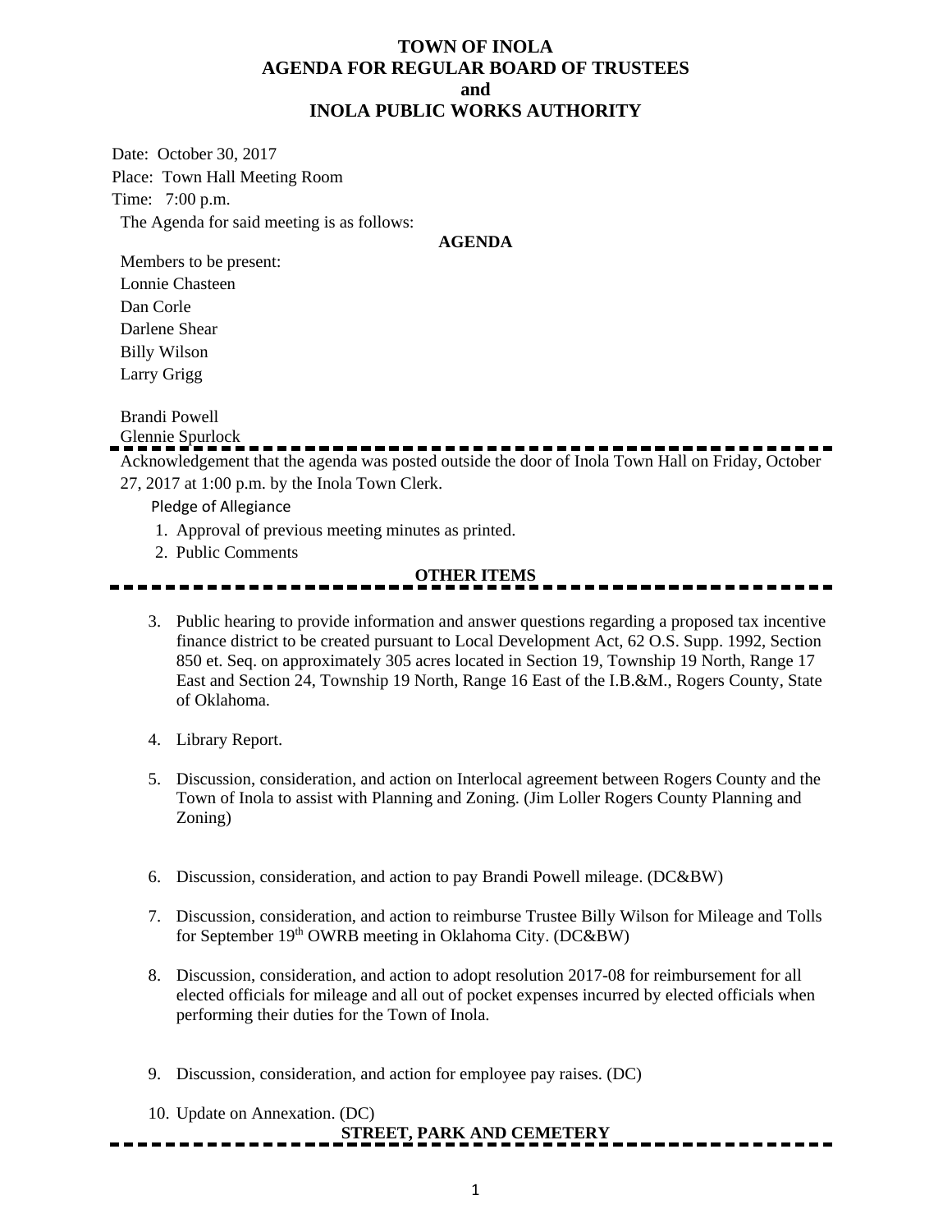# TOWN OF INOLA
## AGENDA FOR REGULAR BOARD OF TRUSTEES
## and
## INOLA PUBLIC WORKS AUTHORITY

Date: October 30, 2017

Place: Town Hall Meeting Room

Time: 7:00 p.m.

The Agenda for said meeting is as follows:

**AGENDA**

Members to be present:

Lonnie Chasteen

Dan Corle

Darlene Shear

Billy Wilson

Larry Grigg

Brandi Powell

Glennie Spurlock

---

Acknowledgement that the agenda was posted outside the door of Inola Town Hall on Friday, October 27, 2017 at 1:00 p.m. by the Inola Town Clerk.

Pledge of Allegiance

1. Approval of previous meeting minutes as printed.
2. Public Comments

**OTHER ITEMS**

---

3. Public hearing to provide information and answer questions regarding a proposed tax incentive finance district to be created pursuant to Local Development Act, 62 O.S. Supp. 1992, Section 850 et. Seq. on approximately 305 acres located in Section 19, Township 19 North, Range 17 East and Section 24, Township 19 North, Range 16 East of the I.B.&M., Rogers County, State of Oklahoma.

4. Library Report.

5. Discussion, consideration, and action on Interlocal agreement between Rogers County and the Town of Inola to assist with Planning and Zoning. (Jim Loller Rogers County Planning and Zoning)

6. Discussion, consideration, and action to pay Brandi Powell mileage. (DC&BW)

7. Discussion, consideration, and action to reimburse Trustee Billy Wilson for Mileage and Tolls for September 19th OWRB meeting in Oklahoma City. (DC&BW)

8. Discussion, consideration, and action to adopt resolution 2017-08 for reimbursement for all elected officials for mileage and all out of pocket expenses incurred by elected officials when performing their duties for the Town of Inola.

9. Discussion, consideration, and action for employee pay raises. (DC)

10. Update on Annexation. (DC)

**STREET, PARK AND CEMETERY**

---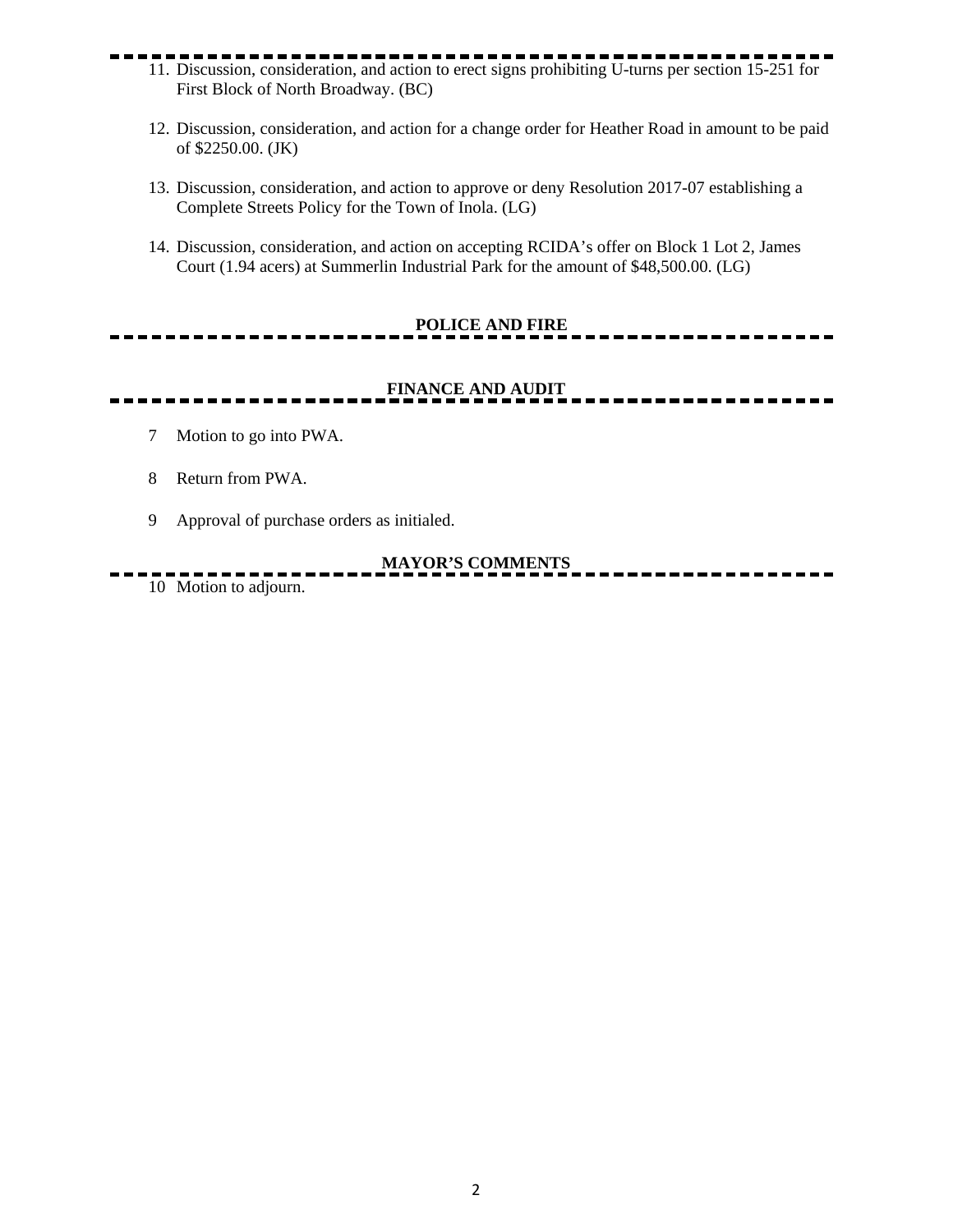11. Discussion, consideration, and action to erect signs prohibiting U-turns per section 15-251 for First Block of North Broadway. (BC)

12. Discussion, consideration, and action for a change order for Heather Road in amount to be paid of $2250.00. (JK)

13. Discussion, consideration, and action to approve or deny Resolution 2017-07 establishing a Complete Streets Policy for the Town of Inola. (LG)

14. Discussion, consideration, and action on accepting RCIDA's offer on Block 1 Lot 2, James Court (1.94 acers) at Summerlin Industrial Park for the amount of $48,500.00. (LG)

**POLICE AND FIRE**

**FINANCE AND AUDIT**

7 Motion to go into PWA.

8 Return from PWA.

9 Approval of purchase orders as initialed.

**MAYOR'S COMMENTS**

10 Motion to adjourn.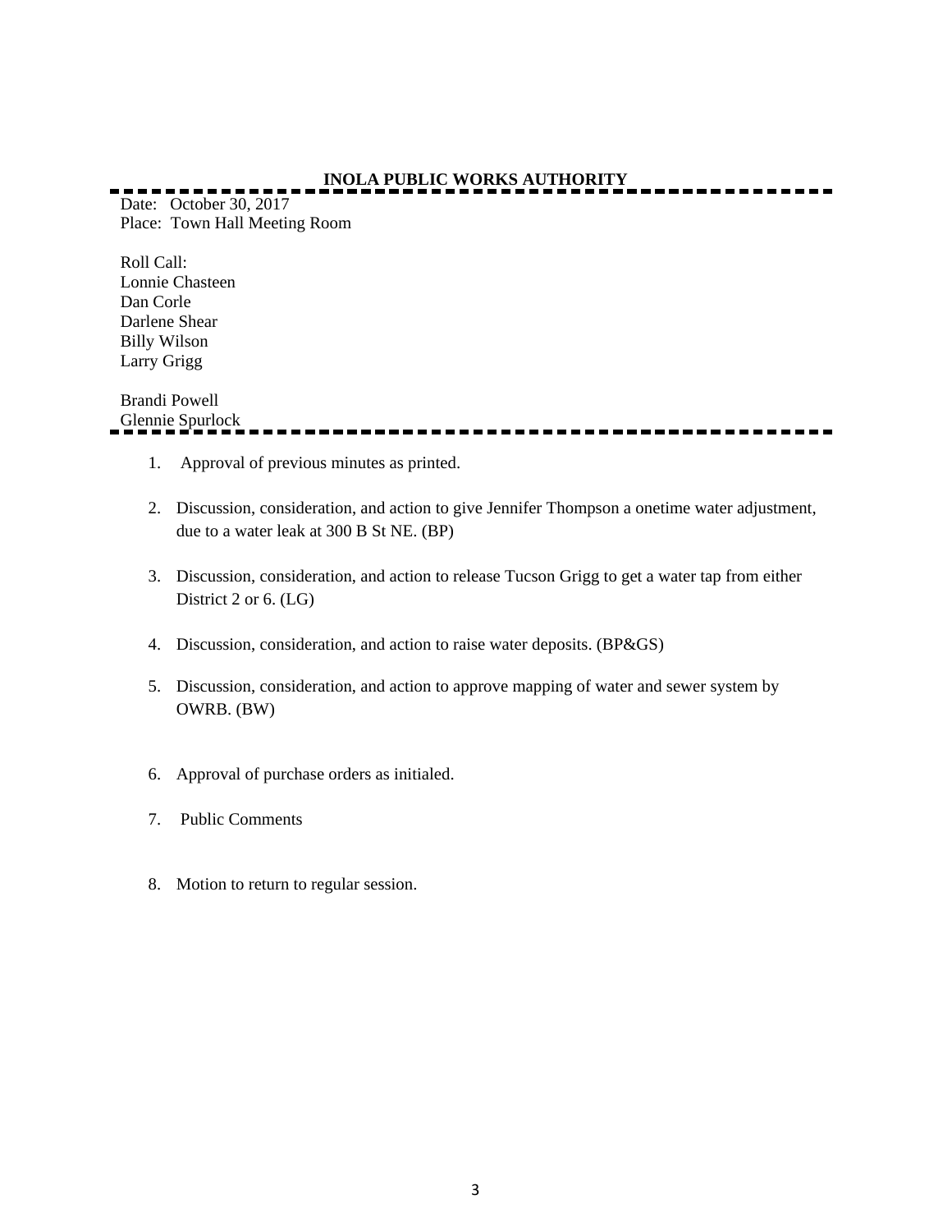**INOLA PUBLIC WORKS AUTHORITY**

Date: October 30, 2017
Place: Town Hall Meeting Room

Roll Call:
Lonnie Chasteen
Dan Corle
Darlene Shear
Billy Wilson
Larry Grigg

Brandi Powell
Glennie Spurlock

1. Approval of previous minutes as printed.

2. Discussion, consideration, and action to give Jennifer Thompson a onetime water adjustment, due to a water leak at 300 B St NE. (BP)

3. Discussion, consideration, and action to release Tucson Grigg to get a water tap from either District 2 or 6. (LG)

4. Discussion, consideration, and action to raise water deposits. (BP&GS)

5. Discussion, consideration, and action to approve mapping of water and sewer system by OWRB. (BW)

6. Approval of purchase orders as initialed.

7. Public Comments

8. Motion to return to regular session.